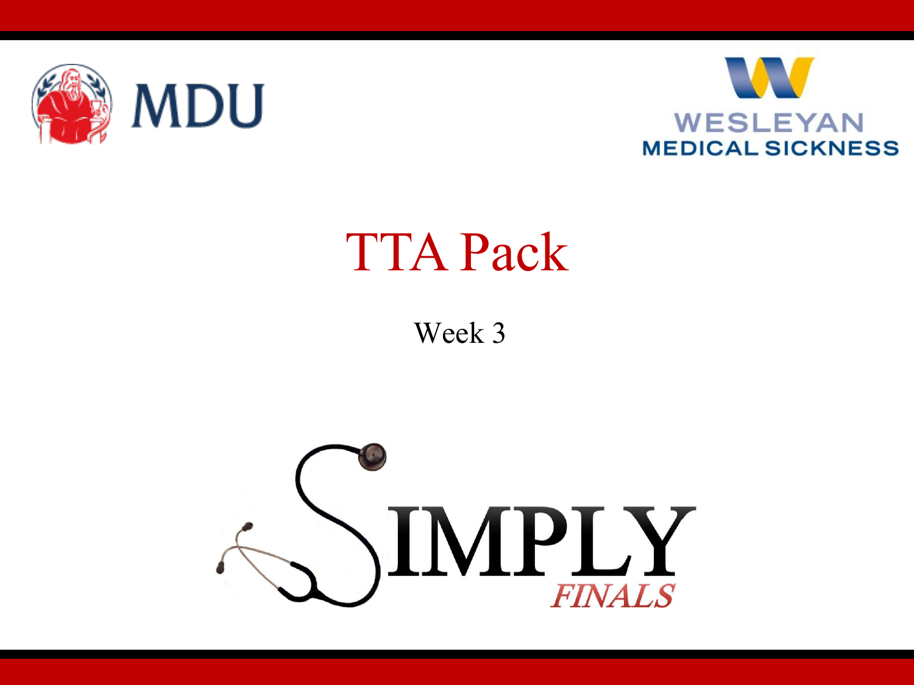MDU

WESLEYAN MEDICAL SICKNESS

# TTA Pack

Week 3

SIMPLY *FINALS*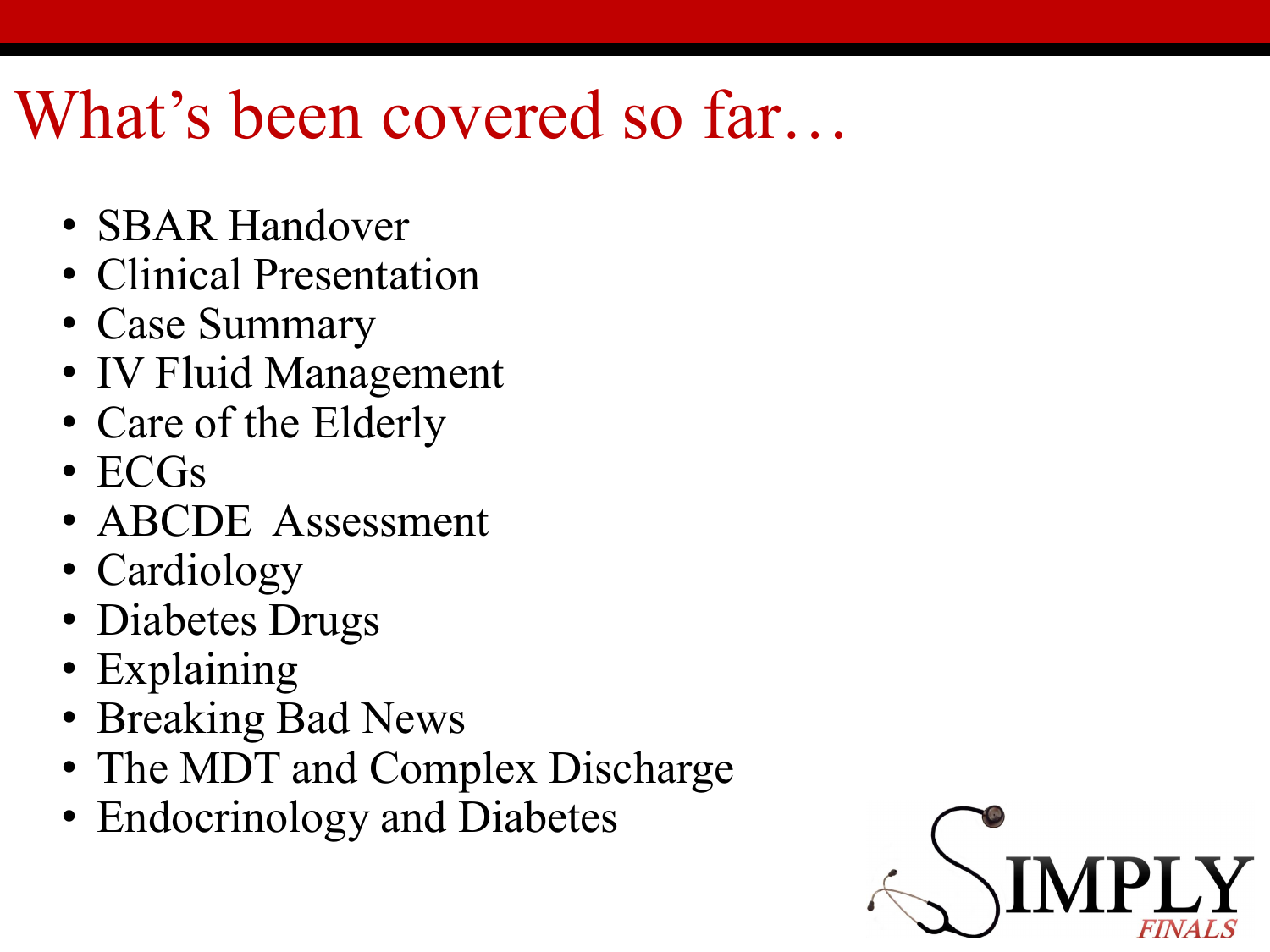# What's been covered so far…

- SBAR Handover
- Clinical Presentation
- Case Summary
- IV Fluid Management
- Care of the Elderly
- ECGs
- ABCDE Assessment
- Cardiology
- Diabetes Drugs
- Explaining
- Breaking Bad News
- The MDT and Complex Discharge
- Endocrinology and Diabetes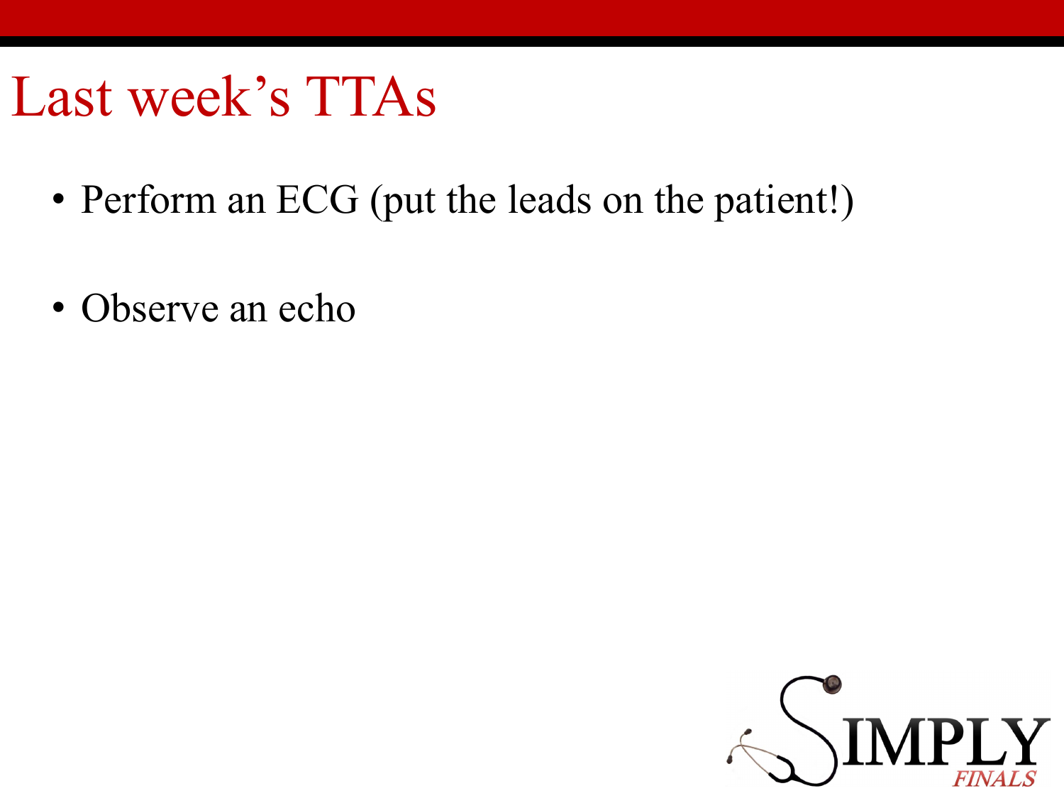# Last week's TTAs

- Perform an ECG (put the leads on the patient!)
- Observe an echo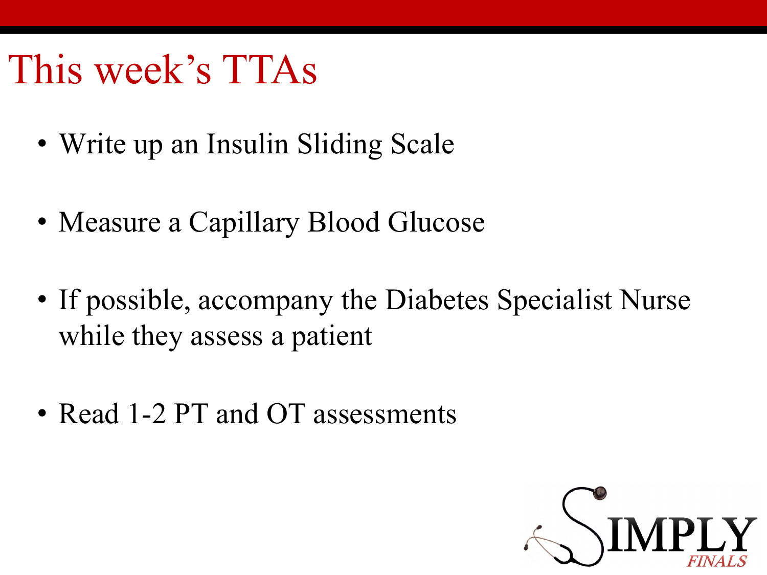# This week's TTAs

- Write up an Insulin Sliding Scale
- Measure a Capillary Blood Glucose
- If possible, accompany the Diabetes Specialist Nurse while they assess a patient
- Read 1-2 PT and OT assessments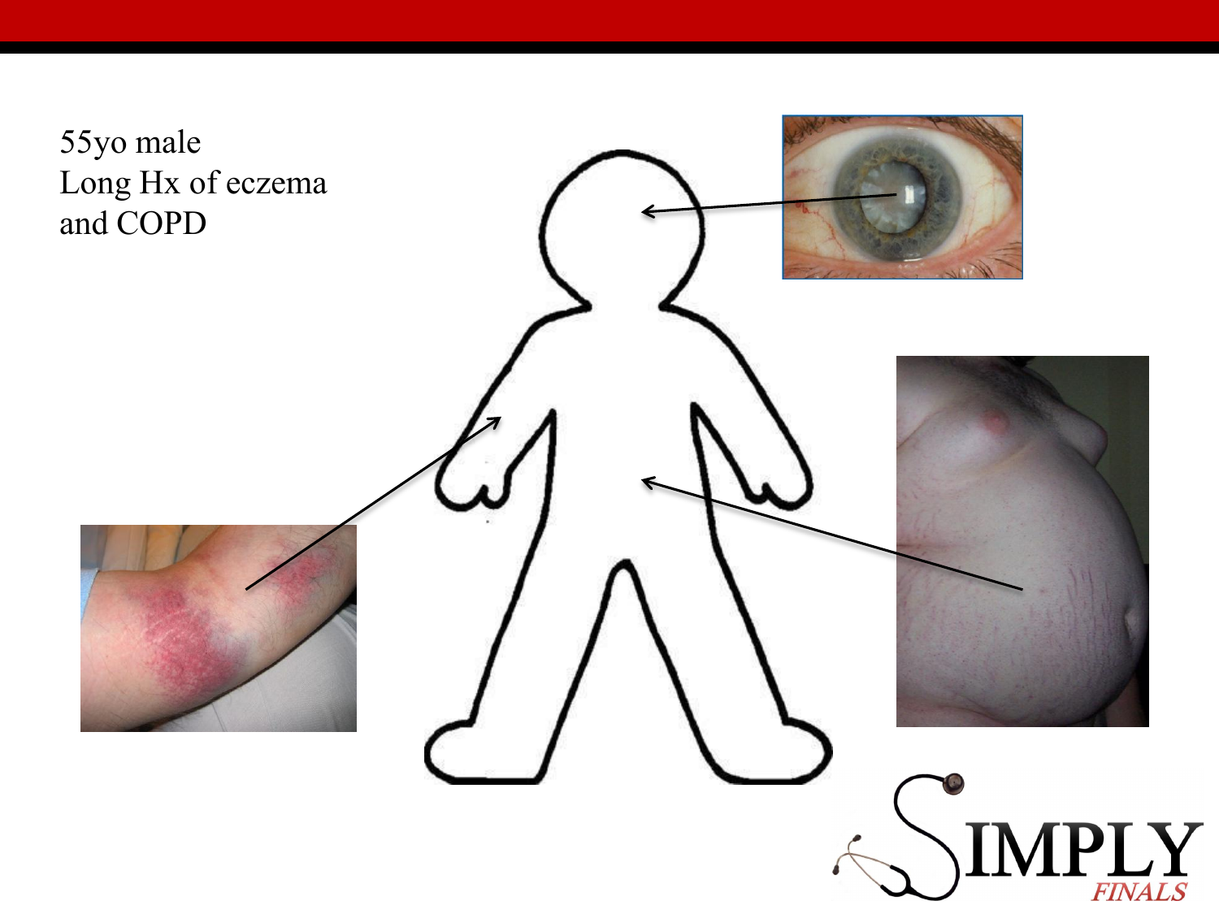55yo male
Long Hx of eczema
and COPD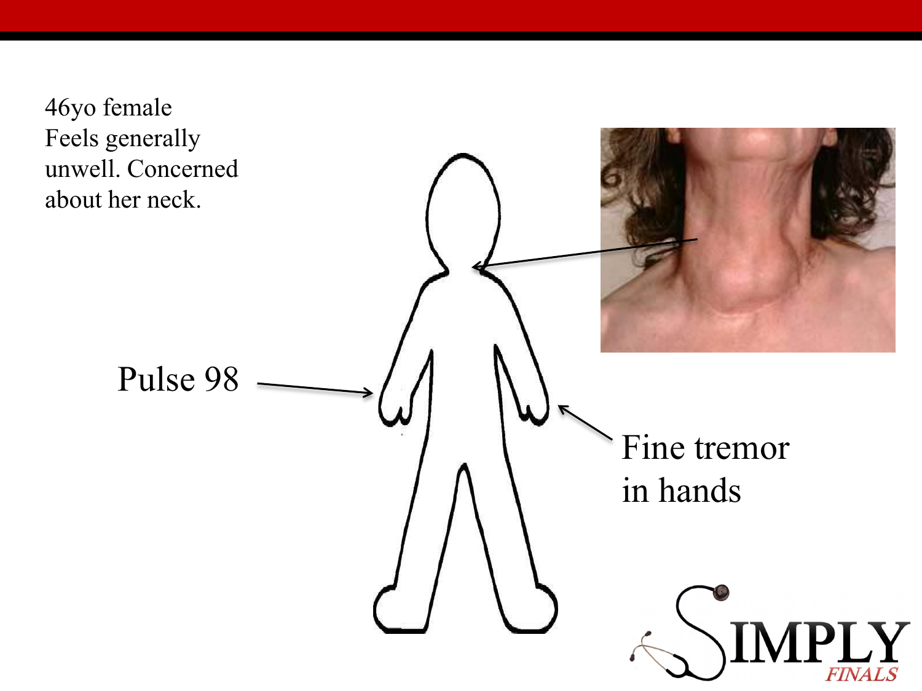46yo female
Feels generally unwell. Concerned about her neck.

Pulse 98

Fine tremor in hands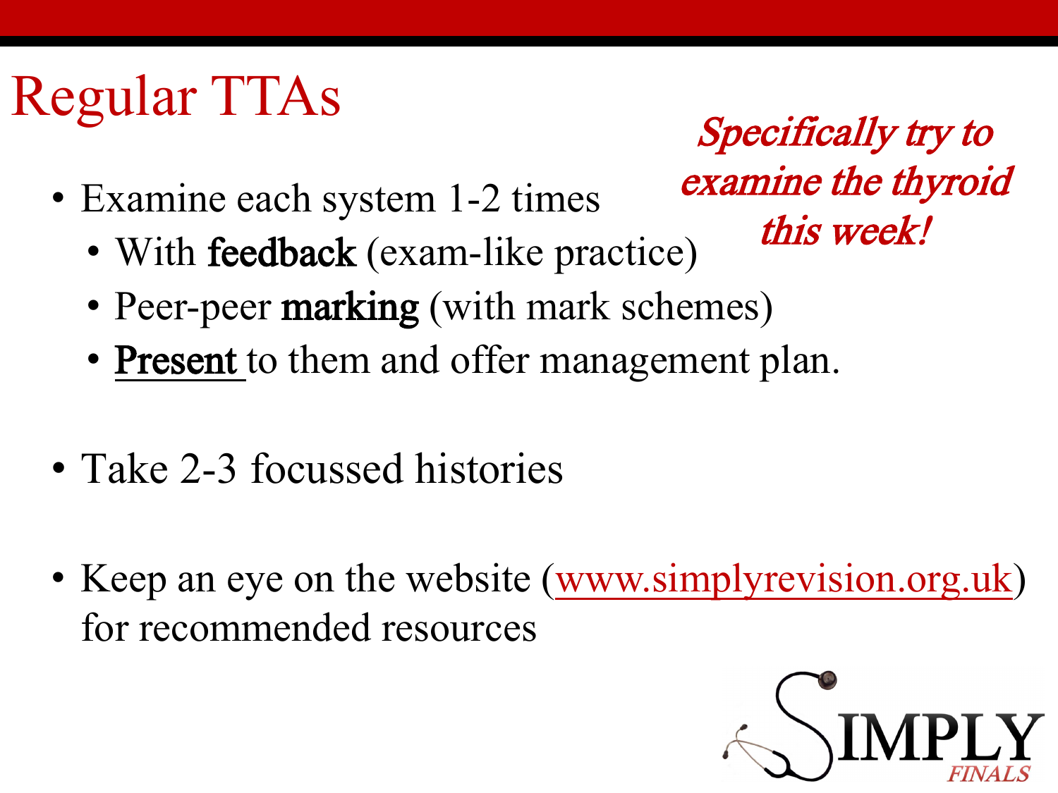# Regular TTAs

*Specifically try to examine the thyroid this week!*

- Examine each system 1-2 times
  - With **feedback** (exam-like practice)
  - Peer-peer **marking** (with mark schemes)
  - **Present** to them and offer management plan.

- Take 2-3 focussed histories

- Keep an eye on the website ([www.simplyrevision.org.uk](http://www.simplyrevision.org.uk)) for recommended resources

SIMPLY FINALS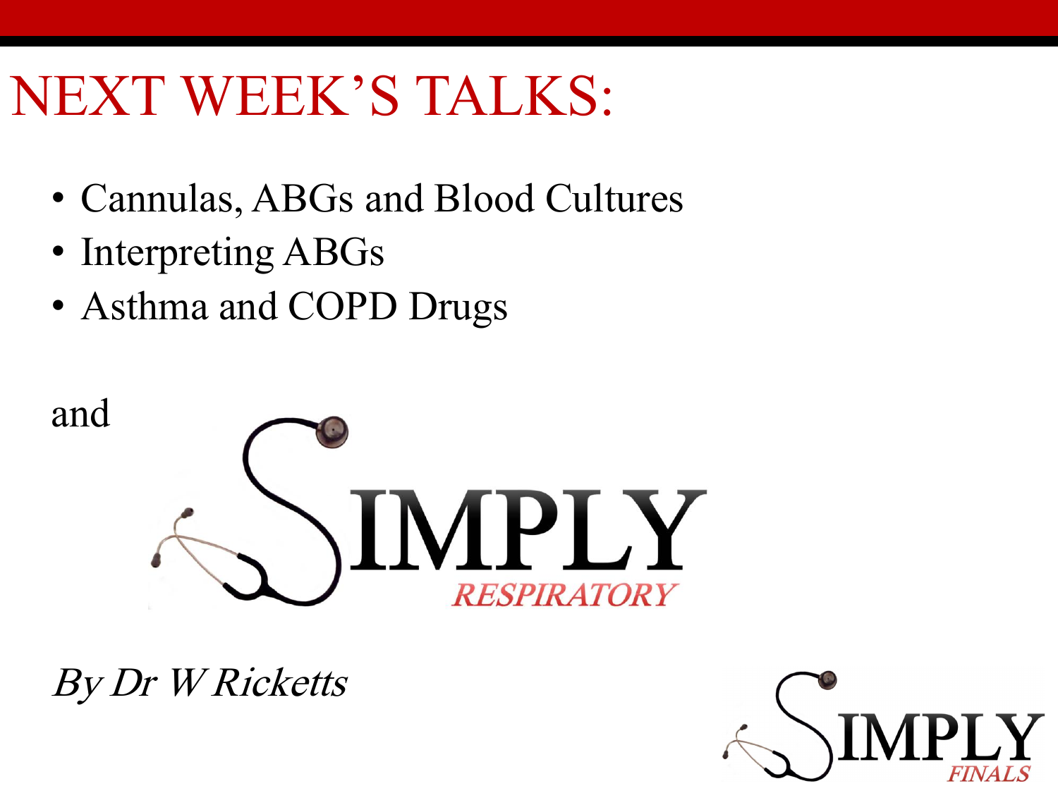# NEXT WEEK'S TALKS:

- Cannulas, ABGs and Blood Cultures
- Interpreting ABGs
- Asthma and COPD Drugs

and

SIMPLY RESPIRATORY

*By Dr W Ricketts*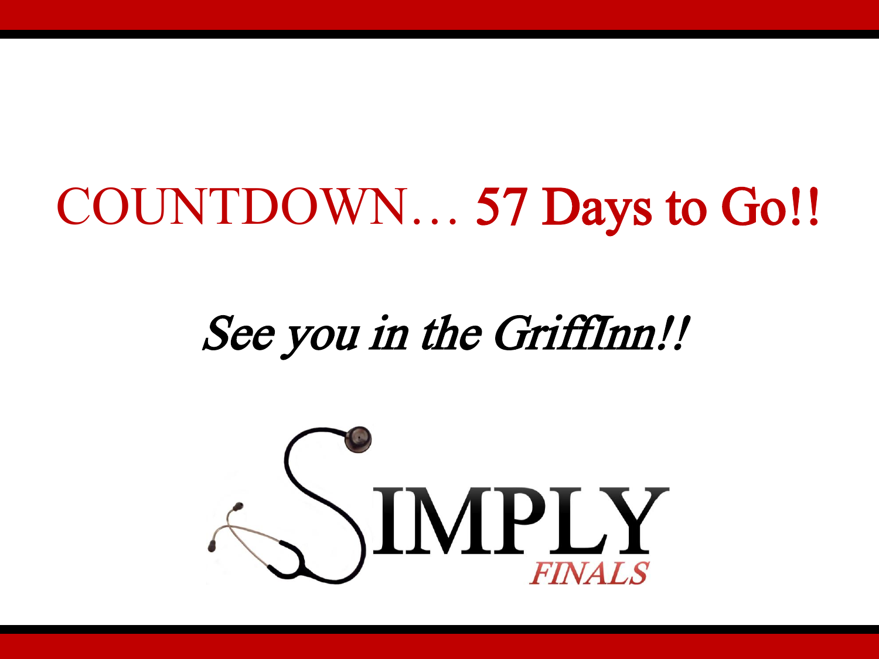# COUNTDOWN… **57 Days to Go!!**

*See you in the GriffInn!!*

SIMPLY
*FINALS*